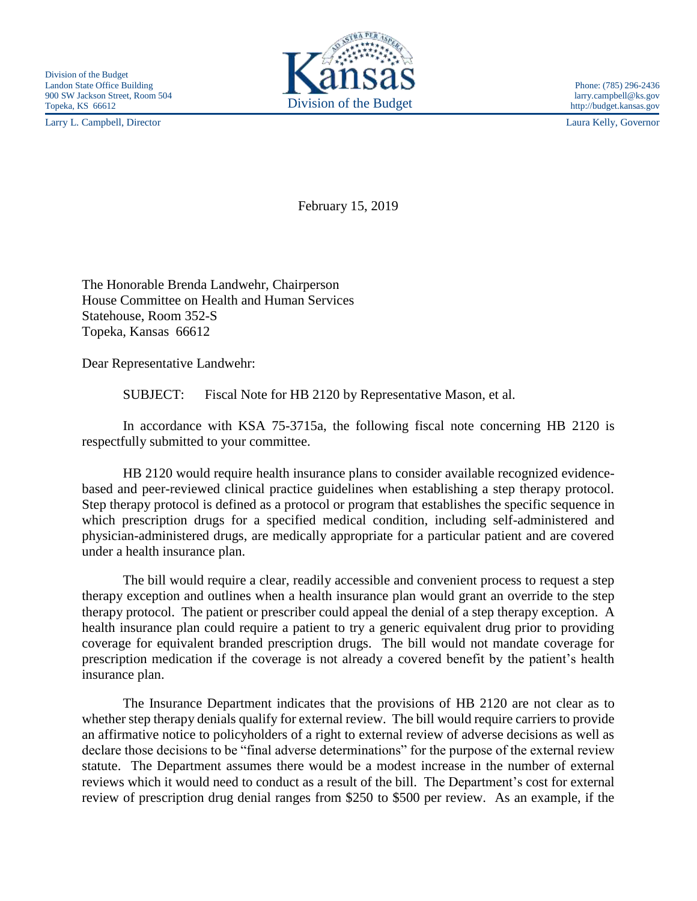Division of the Budget
Landon State Office Building
900 SW Jackson Street, Room 504
Topeka, KS 66612

Kansas
Division of the Budget

Phone: (785) 296-2436
larry.campbell@ks.gov
http://budget.kansas.gov

Larry L. Campbell, Director

Laura Kelly, Governor

February 15, 2019

The Honorable Brenda Landwehr, Chairperson
House Committee on Health and Human Services
Statehouse, Room 352-S
Topeka, Kansas 66612

Dear Representative Landwehr:

SUBJECT: Fiscal Note for HB 2120 by Representative Mason, et al.

In accordance with KSA 75-3715a, the following fiscal note concerning HB 2120 is respectfully submitted to your committee.

HB 2120 would require health insurance plans to consider available recognized evidence-based and peer-reviewed clinical practice guidelines when establishing a step therapy protocol. Step therapy protocol is defined as a protocol or program that establishes the specific sequence in which prescription drugs for a specified medical condition, including self-administered and physician-administered drugs, are medically appropriate for a particular patient and are covered under a health insurance plan.

The bill would require a clear, readily accessible and convenient process to request a step therapy exception and outlines when a health insurance plan would grant an override to the step therapy protocol. The patient or prescriber could appeal the denial of a step therapy exception. A health insurance plan could require a patient to try a generic equivalent drug prior to providing coverage for equivalent branded prescription drugs. The bill would not mandate coverage for prescription medication if the coverage is not already a covered benefit by the patient's health insurance plan.

The Insurance Department indicates that the provisions of HB 2120 are not clear as to whether step therapy denials qualify for external review. The bill would require carriers to provide an affirmative notice to policyholders of a right to external review of adverse decisions as well as declare those decisions to be "final adverse determinations" for the purpose of the external review statute. The Department assumes there would be a modest increase in the number of external reviews which it would need to conduct as a result of the bill. The Department's cost for external review of prescription drug denial ranges from $250 to $500 per review. As an example, if the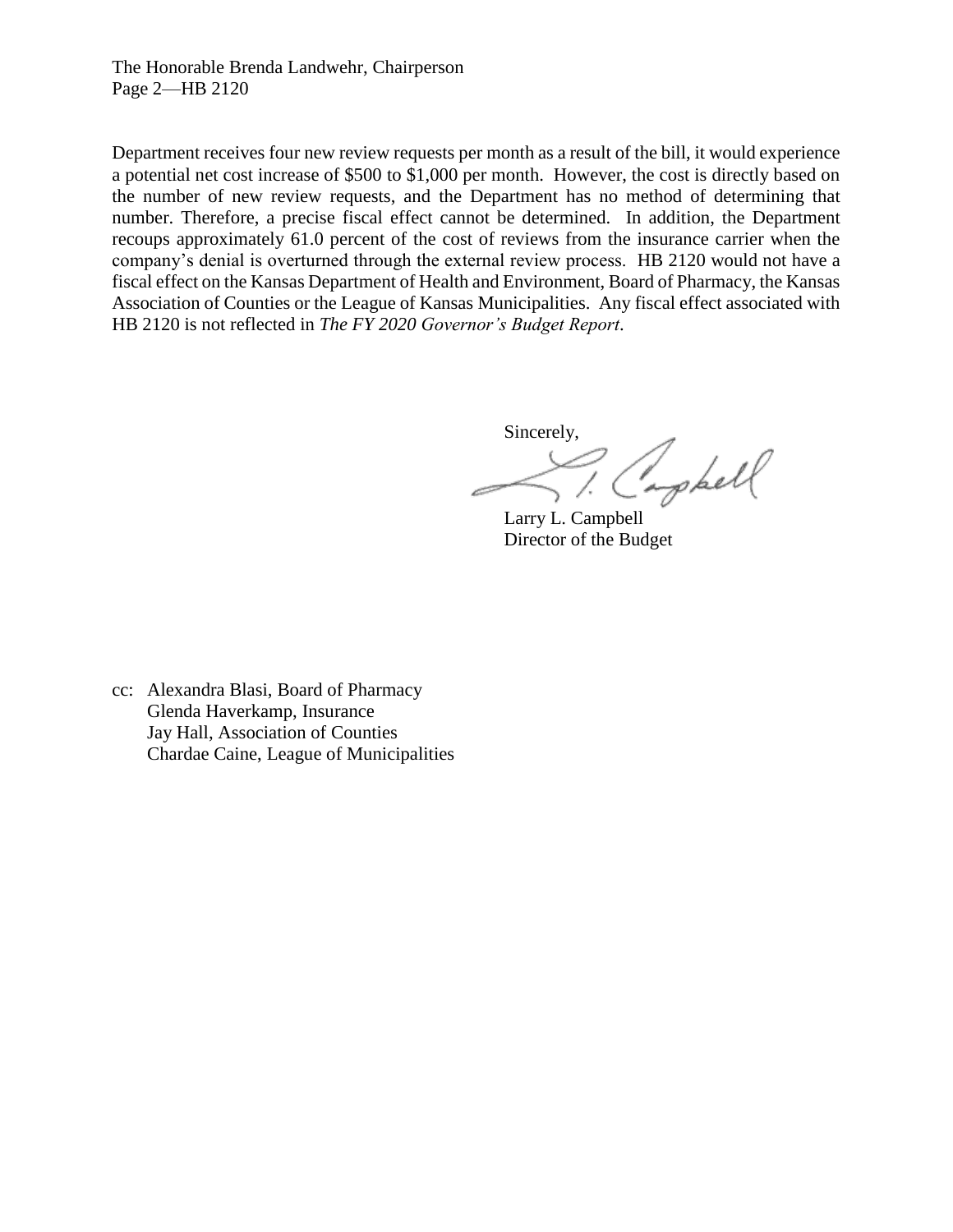Department receives four new review requests per month as a result of the bill, it would experience a potential net cost increase of $500 to $1,000 per month. However, the cost is directly based on the number of new review requests, and the Department has no method of determining that number. Therefore, a precise fiscal effect cannot be determined. In addition, the Department recoups approximately 61.0 percent of the cost of reviews from the insurance carrier when the company's denial is overturned through the external review process. HB 2120 would not have a fiscal effect on the Kansas Department of Health and Environment, Board of Pharmacy, the Kansas Association of Counties or the League of Kansas Municipalities. Any fiscal effect associated with HB 2120 is not reflected in *The FY 2020 Governor's Budget Report*.

Sincerely,

Larry L. Campbell
Director of the Budget

cc: Alexandra Blasi, Board of Pharmacy
Glenda Haverkamp, Insurance
Jay Hall, Association of Counties
Chardae Caine, League of Municipalities